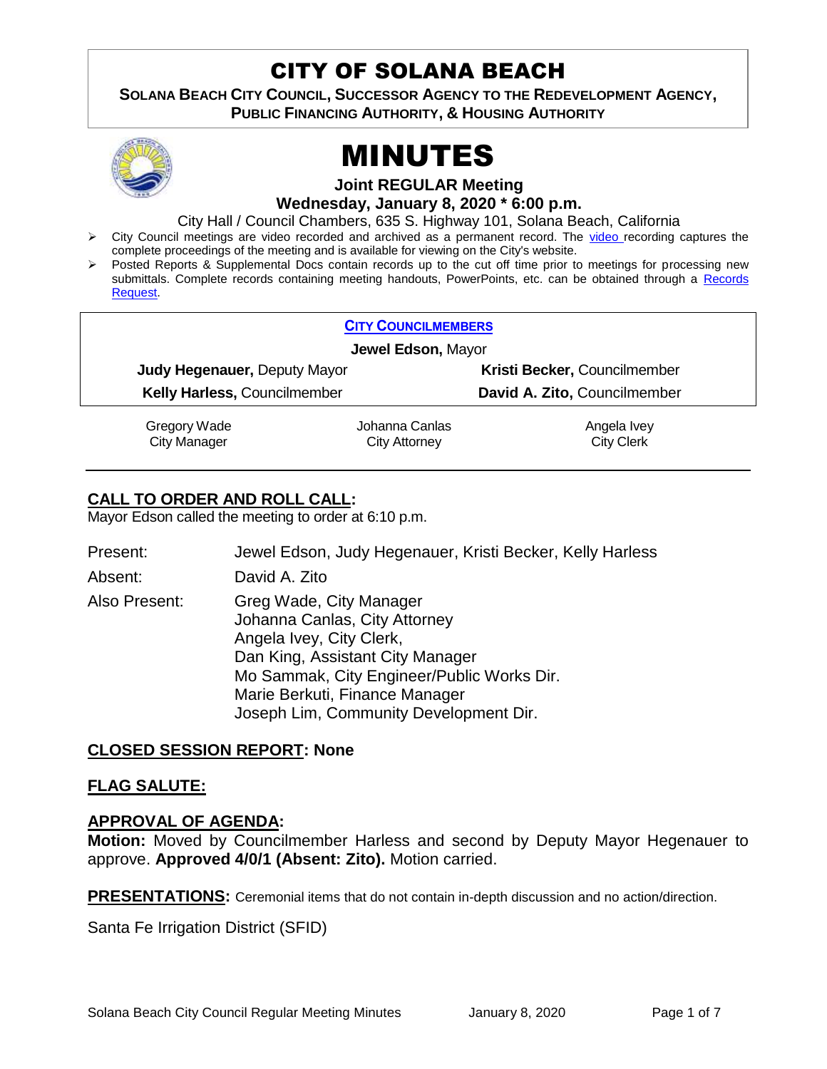# CITY OF SOLANA BEACH

**SOLANA BEACH CITY COUNCIL, SUCCESSOR AGENCY TO THE REDEVELOPMENT AGENCY, PUBLIC FINANCING AUTHORITY, & HOUSING AUTHORITY**

# MINUTES

**Joint REGULAR Meeting**
**Wednesday, January 8, 2020 * 6:00 p.m.**

City Hall / Council Chambers, 635 S. Highway 101, Solana Beach, California

- City Council meetings are video recorded and archived as a permanent record. The video recording captures the complete proceedings of the meeting and is available for viewing on the City's website.
- Posted Reports & Supplemental Docs contain records up to the cut off time prior to meetings for processing new submittals. Complete records containing meeting handouts, PowerPoints, etc. can be obtained through a Records Request.

**CITY COUNCILMEMBERS**

**Jewel Edson,** Mayor

**Judy Hegenauer,** Deputy Mayor | **Kristi Becker,** Councilmember
**Kelly Harless,** Councilmember | **David A. Zito,** Councilmember

Gregory Wade, City Manager | Johanna Canlas, City Attorney | Angela Ivey, City Clerk

## CALL TO ORDER AND ROLL CALL:

Mayor Edson called the meeting to order at 6:10 p.m.

Present: Jewel Edson, Judy Hegenauer, Kristi Becker, Kelly Harless

Absent: David A. Zito

Also Present: Greg Wade, City Manager
Johanna Canlas, City Attorney
Angela Ivey, City Clerk,
Dan King, Assistant City Manager
Mo Sammak, City Engineer/Public Works Dir.
Marie Berkuti, Finance Manager
Joseph Lim, Community Development Dir.

## CLOSED SESSION REPORT: None

## FLAG SALUTE:

## APPROVAL OF AGENDA:

**Motion:** Moved by Councilmember Harless and second by Deputy Mayor Hegenauer to approve. **Approved 4/0/1 (Absent: Zito).** Motion carried.

## PRESENTATIONS: 
Ceremonial items that do not contain in-depth discussion and no action/direction.

Santa Fe Irrigation District (SFID)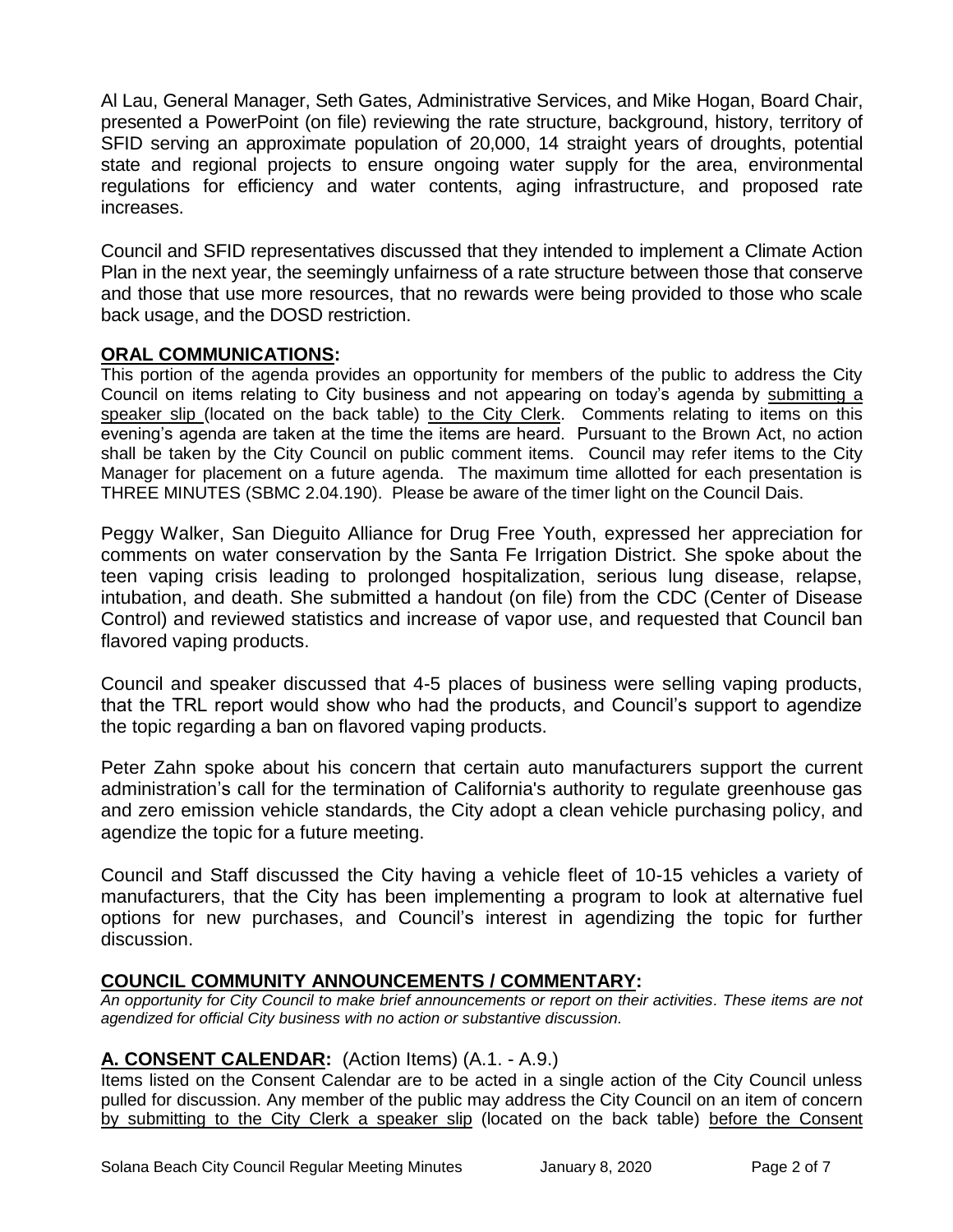Al Lau, General Manager, Seth Gates, Administrative Services, and Mike Hogan, Board Chair, presented a PowerPoint (on file) reviewing the rate structure, background, history, territory of SFID serving an approximate population of 20,000, 14 straight years of droughts, potential state and regional projects to ensure ongoing water supply for the area, environmental regulations for efficiency and water contents, aging infrastructure, and proposed rate increases.

Council and SFID representatives discussed that they intended to implement a Climate Action Plan in the next year, the seemingly unfairness of a rate structure between those that conserve and those that use more resources, that no rewards were being provided to those who scale back usage, and the DOSD restriction.

## ORAL COMMUNICATIONS:

This portion of the agenda provides an opportunity for members of the public to address the City Council on items relating to City business and not appearing on today's agenda by submitting a speaker slip (located on the back table) to the City Clerk. Comments relating to items on this evening's agenda are taken at the time the items are heard. Pursuant to the Brown Act, no action shall be taken by the City Council on public comment items. Council may refer items to the City Manager for placement on a future agenda. The maximum time allotted for each presentation is THREE MINUTES (SBMC 2.04.190). Please be aware of the timer light on the Council Dais.

Peggy Walker, San Dieguito Alliance for Drug Free Youth, expressed her appreciation for comments on water conservation by the Santa Fe Irrigation District. She spoke about the teen vaping crisis leading to prolonged hospitalization, serious lung disease, relapse, intubation, and death. She submitted a handout (on file) from the CDC (Center of Disease Control) and reviewed statistics and increase of vapor use, and requested that Council ban flavored vaping products.

Council and speaker discussed that 4-5 places of business were selling vaping products, that the TRL report would show who had the products, and Council's support to agendize the topic regarding a ban on flavored vaping products.

Peter Zahn spoke about his concern that certain auto manufacturers support the current administration's call for the termination of California's authority to regulate greenhouse gas and zero emission vehicle standards, the City adopt a clean vehicle purchasing policy, and agendize the topic for a future meeting.

Council and Staff discussed the City having a vehicle fleet of 10-15 vehicles a variety of manufacturers, that the City has been implementing a program to look at alternative fuel options for new purchases, and Council's interest in agendizing the topic for further discussion.

## COUNCIL COMMUNITY ANNOUNCEMENTS / COMMENTARY:

*An opportunity for City Council to make brief announcements or report on their activities. These items are not agendized for official City business with no action or substantive discussion.*

## A. CONSENT CALENDAR: (Action Items) (A.1. - A.9.)

Items listed on the Consent Calendar are to be acted in a single action of the City Council unless pulled for discussion. Any member of the public may address the City Council on an item of concern by submitting to the City Clerk a speaker slip (located on the back table) before the Consent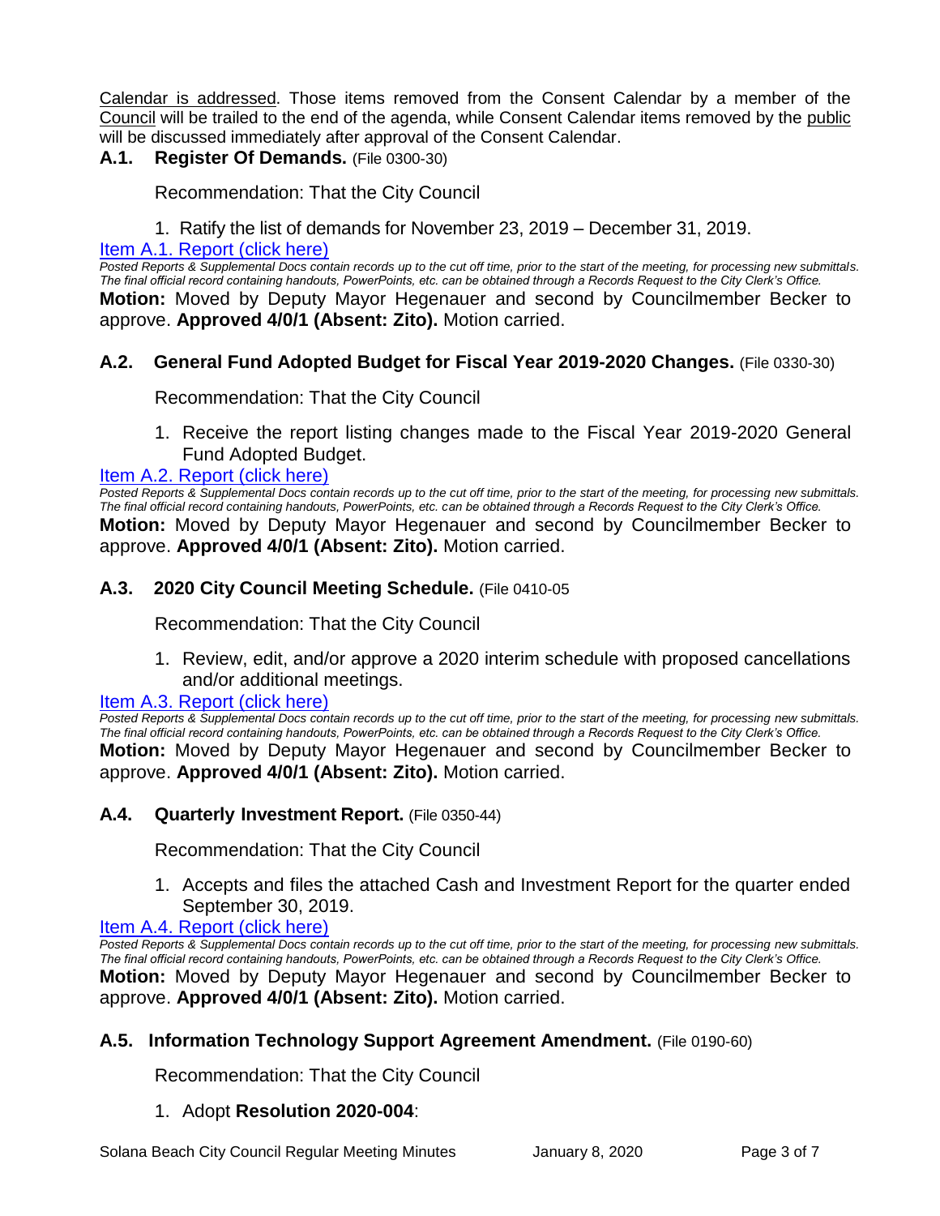Calendar is addressed. Those items removed from the Consent Calendar by a member of the Council will be trailed to the end of the agenda, while Consent Calendar items removed by the public will be discussed immediately after approval of the Consent Calendar.

### A.1. Register Of Demands. (File 0300-30)

Recommendation: That the City Council

1. Ratify the list of demands for November 23, 2019 – December 31, 2019.

Item A.1. Report (click here)

*Posted Reports & Supplemental Docs contain records up to the cut off time, prior to the start of the meeting, for processing new submittals. The final official record containing handouts, PowerPoints, etc. can be obtained through a Records Request to the City Clerk's Office.*

**Motion:** Moved by Deputy Mayor Hegenauer and second by Councilmember Becker to approve. **Approved 4/0/1 (Absent: Zito).** Motion carried.

### A.2. General Fund Adopted Budget for Fiscal Year 2019-2020 Changes. (File 0330-30)

Recommendation: That the City Council

1. Receive the report listing changes made to the Fiscal Year 2019-2020 General Fund Adopted Budget.

Item A.2. Report (click here)

*Posted Reports & Supplemental Docs contain records up to the cut off time, prior to the start of the meeting, for processing new submittals. The final official record containing handouts, PowerPoints, etc. can be obtained through a Records Request to the City Clerk's Office.*

**Motion:** Moved by Deputy Mayor Hegenauer and second by Councilmember Becker to approve. **Approved 4/0/1 (Absent: Zito).** Motion carried.

### A.3. 2020 City Council Meeting Schedule. (File 0410-05

Recommendation: That the City Council

1. Review, edit, and/or approve a 2020 interim schedule with proposed cancellations and/or additional meetings.

Item A.3. Report (click here)

*Posted Reports & Supplemental Docs contain records up to the cut off time, prior to the start of the meeting, for processing new submittals. The final official record containing handouts, PowerPoints, etc. can be obtained through a Records Request to the City Clerk's Office.*

**Motion:** Moved by Deputy Mayor Hegenauer and second by Councilmember Becker to approve. **Approved 4/0/1 (Absent: Zito).** Motion carried.

### A.4. Quarterly Investment Report. (File 0350-44)

Recommendation: That the City Council

1. Accepts and files the attached Cash and Investment Report for the quarter ended September 30, 2019.

Item A.4. Report (click here)

*Posted Reports & Supplemental Docs contain records up to the cut off time, prior to the start of the meeting, for processing new submittals. The final official record containing handouts, PowerPoints, etc. can be obtained through a Records Request to the City Clerk's Office.*

**Motion:** Moved by Deputy Mayor Hegenauer and second by Councilmember Becker to approve. **Approved 4/0/1 (Absent: Zito).** Motion carried.

### A.5. Information Technology Support Agreement Amendment. (File 0190-60)

Recommendation: That the City Council

1. Adopt **Resolution 2020-004**: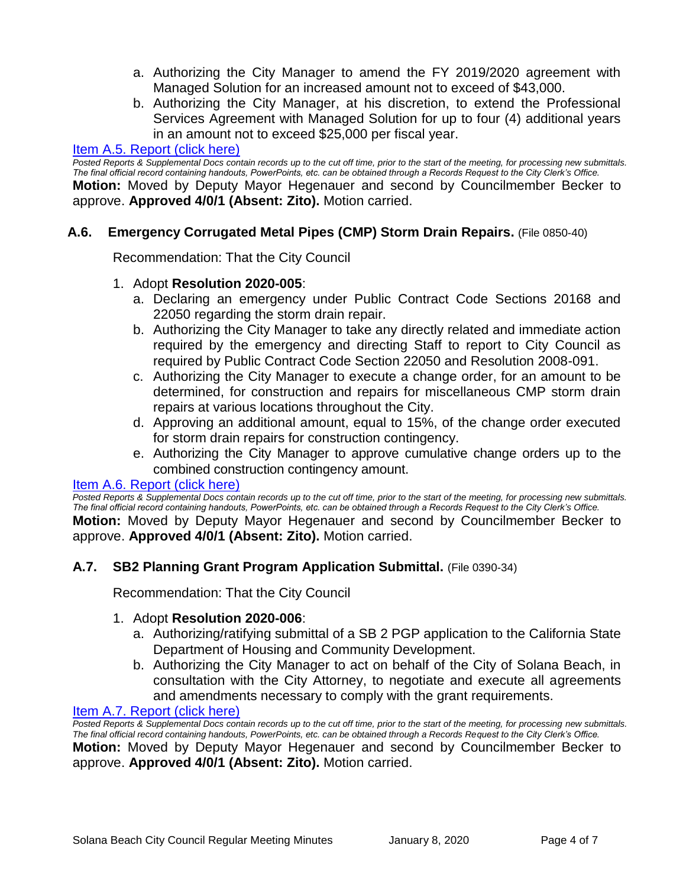a. Authorizing the City Manager to amend the FY 2019/2020 agreement with Managed Solution for an increased amount not to exceed of $43,000.

b. Authorizing the City Manager, at his discretion, to extend the Professional Services Agreement with Managed Solution for up to four (4) additional years in an amount not to exceed $25,000 per fiscal year.

[Item A.5. Report (click here)]

*Posted Reports & Supplemental Docs contain records up to the cut off time, prior to the start of the meeting, for processing new submittals. The final official record containing handouts, PowerPoints, etc. can be obtained through a Records Request to the City Clerk's Office.*

**Motion:** Moved by Deputy Mayor Hegenauer and second by Councilmember Becker to approve. **Approved 4/0/1 (Absent: Zito).** Motion carried.

### A.6. Emergency Corrugated Metal Pipes (CMP) Storm Drain Repairs. (File 0850-40)

Recommendation: That the City Council

1. Adopt **Resolution 2020-005**:
   a. Declaring an emergency under Public Contract Code Sections 20168 and 22050 regarding the storm drain repair.
   b. Authorizing the City Manager to take any directly related and immediate action required by the emergency and directing Staff to report to City Council as required by Public Contract Code Section 22050 and Resolution 2008-091.
   c. Authorizing the City Manager to execute a change order, for an amount to be determined, for construction and repairs for miscellaneous CMP storm drain repairs at various locations throughout the City.
   d. Approving an additional amount, equal to 15%, of the change order executed for storm drain repairs for construction contingency.
   e. Authorizing the City Manager to approve cumulative change orders up to the combined construction contingency amount.

[Item A.6. Report (click here)]

*Posted Reports & Supplemental Docs contain records up to the cut off time, prior to the start of the meeting, for processing new submittals. The final official record containing handouts, PowerPoints, etc. can be obtained through a Records Request to the City Clerk's Office.*

**Motion:** Moved by Deputy Mayor Hegenauer and second by Councilmember Becker to approve. **Approved 4/0/1 (Absent: Zito).** Motion carried.

### A.7. SB2 Planning Grant Program Application Submittal. (File 0390-34)

Recommendation: That the City Council

1. Adopt **Resolution 2020-006**:
   a. Authorizing/ratifying submittal of a SB 2 PGP application to the California State Department of Housing and Community Development.
   b. Authorizing the City Manager to act on behalf of the City of Solana Beach, in consultation with the City Attorney, to negotiate and execute all agreements and amendments necessary to comply with the grant requirements.

[Item A.7. Report (click here)]

*Posted Reports & Supplemental Docs contain records up to the cut off time, prior to the start of the meeting, for processing new submittals. The final official record containing handouts, PowerPoints, etc. can be obtained through a Records Request to the City Clerk's Office.*

**Motion:** Moved by Deputy Mayor Hegenauer and second by Councilmember Becker to approve. **Approved 4/0/1 (Absent: Zito).** Motion carried.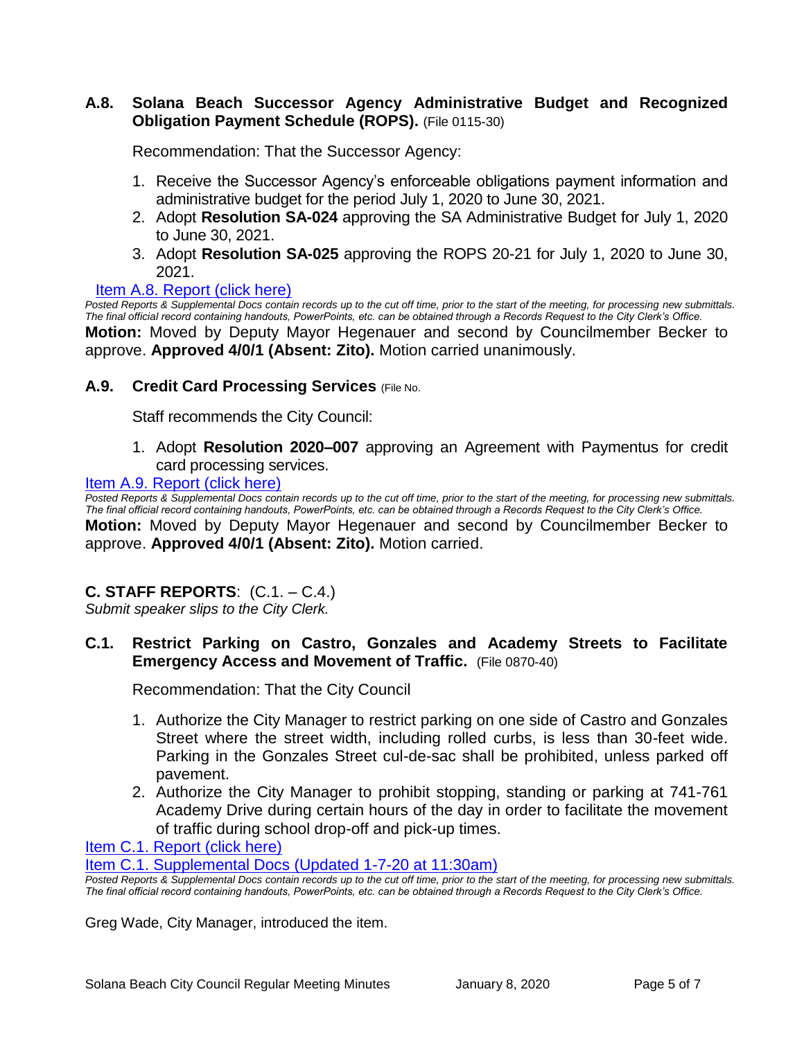### A.8. Solana Beach Successor Agency Administrative Budget and Recognized Obligation Payment Schedule (ROPS). (File 0115-30)

Recommendation: That the Successor Agency:

1. Receive the Successor Agency's enforceable obligations payment information and administrative budget for the period July 1, 2020 to June 30, 2021.
2. Adopt **Resolution SA-024** approving the SA Administrative Budget for July 1, 2020 to June 30, 2021.
3. Adopt **Resolution SA-025** approving the ROPS 20-21 for July 1, 2020 to June 30, 2021.

Item A.8. Report (click here)

*Posted Reports & Supplemental Docs contain records up to the cut off time, prior to the start of the meeting, for processing new submittals. The final official record containing handouts, PowerPoints, etc. can be obtained through a Records Request to the City Clerk's Office.*

**Motion:** Moved by Deputy Mayor Hegenauer and second by Councilmember Becker to approve. **Approved 4/0/1 (Absent: Zito).** Motion carried unanimously.

### A.9. Credit Card Processing Services (File No.

Staff recommends the City Council:

1. Adopt **Resolution 2020–007** approving an Agreement with Paymentus for credit card processing services.

Item A.9. Report (click here)

*Posted Reports & Supplemental Docs contain records up to the cut off time, prior to the start of the meeting, for processing new submittals. The final official record containing handouts, PowerPoints, etc. can be obtained through a Records Request to the City Clerk's Office.*

**Motion:** Moved by Deputy Mayor Hegenauer and second by Councilmember Becker to approve. **Approved 4/0/1 (Absent: Zito).** Motion carried.

## C. STAFF REPORTS: (C.1. – C.4.)

*Submit speaker slips to the City Clerk.*

### C.1. Restrict Parking on Castro, Gonzales and Academy Streets to Facilitate Emergency Access and Movement of Traffic. (File 0870-40)

Recommendation: That the City Council

1. Authorize the City Manager to restrict parking on one side of Castro and Gonzales Street where the street width, including rolled curbs, is less than 30-feet wide. Parking in the Gonzales Street cul-de-sac shall be prohibited, unless parked off pavement.
2. Authorize the City Manager to prohibit stopping, standing or parking at 741-761 Academy Drive during certain hours of the day in order to facilitate the movement of traffic during school drop-off and pick-up times.

Item C.1. Report (click here)

Item C.1. Supplemental Docs (Updated 1-7-20 at 11:30am)

*Posted Reports & Supplemental Docs contain records up to the cut off time, prior to the start of the meeting, for processing new submittals. The final official record containing handouts, PowerPoints, etc. can be obtained through a Records Request to the City Clerk's Office.*

Greg Wade, City Manager, introduced the item.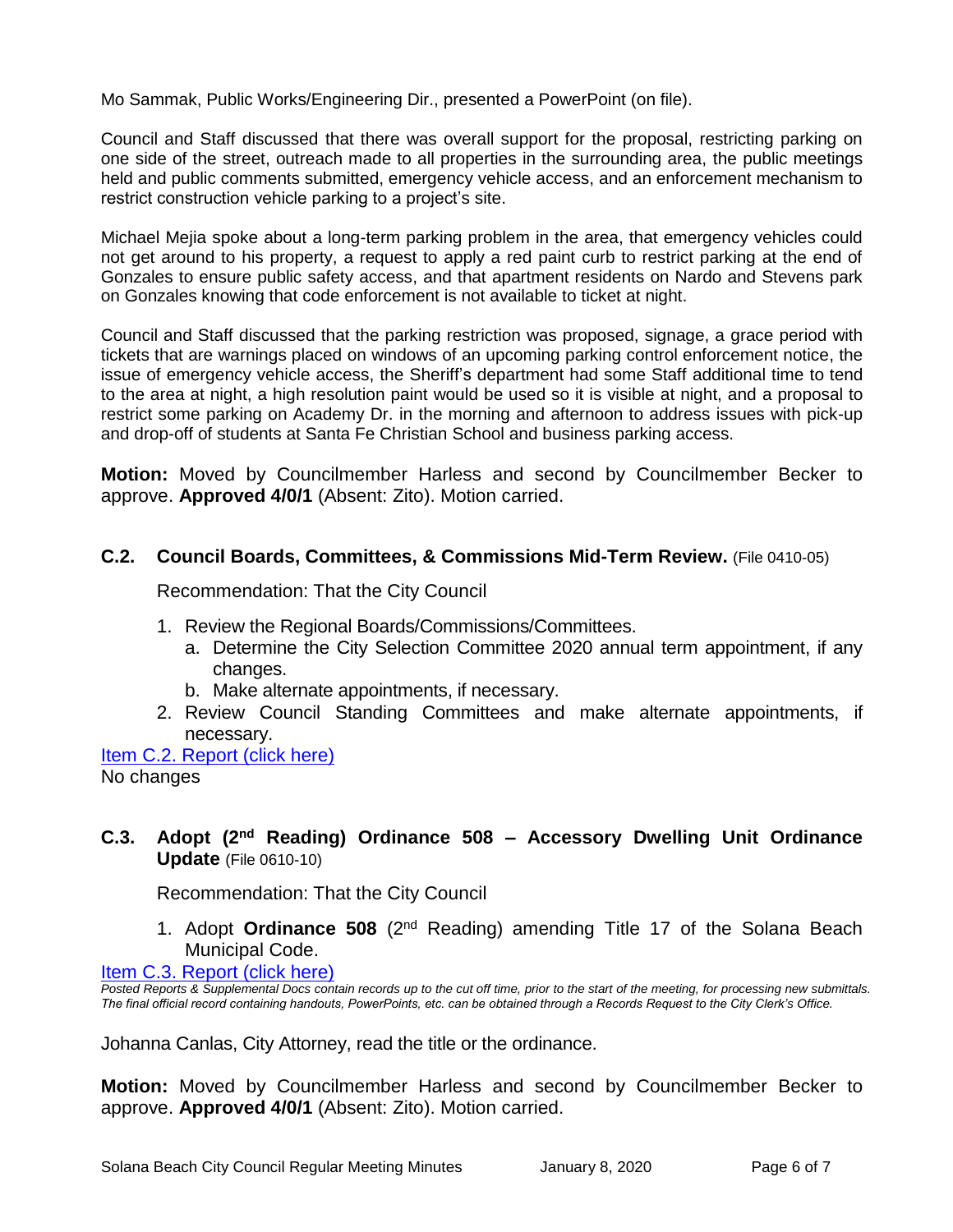Mo Sammak, Public Works/Engineering Dir., presented a PowerPoint (on file).

Council and Staff discussed that there was overall support for the proposal, restricting parking on one side of the street, outreach made to all properties in the surrounding area, the public meetings held and public comments submitted, emergency vehicle access, and an enforcement mechanism to restrict construction vehicle parking to a project's site.

Michael Mejia spoke about a long-term parking problem in the area, that emergency vehicles could not get around to his property, a request to apply a red paint curb to restrict parking at the end of Gonzales to ensure public safety access, and that apartment residents on Nardo and Stevens park on Gonzales knowing that code enforcement is not available to ticket at night.

Council and Staff discussed that the parking restriction was proposed, signage, a grace period with tickets that are warnings placed on windows of an upcoming parking control enforcement notice, the issue of emergency vehicle access, the Sheriff's department had some Staff additional time to tend to the area at night, a high resolution paint would be used so it is visible at night, and a proposal to restrict some parking on Academy Dr. in the morning and afternoon to address issues with pick-up and drop-off of students at Santa Fe Christian School and business parking access.

**Motion:** Moved by Councilmember Harless and second by Councilmember Becker to approve. **Approved 4/0/1** (Absent: Zito). Motion carried.

### C.2. Council Boards, Committees, & Commissions Mid-Term Review. (File 0410-05)

Recommendation: That the City Council

1. Review the Regional Boards/Commissions/Committees.
   a. Determine the City Selection Committee 2020 annual term appointment, if any changes.
   b. Make alternate appointments, if necessary.
2. Review Council Standing Committees and make alternate appointments, if necessary.

Item C.2. Report (click here)

No changes

### C.3. Adopt (2nd Reading) Ordinance 508 – Accessory Dwelling Unit Ordinance Update (File 0610-10)

Recommendation: That the City Council

1. Adopt **Ordinance 508** (2nd Reading) amending Title 17 of the Solana Beach Municipal Code.

Item C.3. Report (click here)

*Posted Reports & Supplemental Docs contain records up to the cut off time, prior to the start of the meeting, for processing new submittals. The final official record containing handouts, PowerPoints, etc. can be obtained through a Records Request to the City Clerk's Office.*

Johanna Canlas, City Attorney, read the title or the ordinance.

**Motion:** Moved by Councilmember Harless and second by Councilmember Becker to approve. **Approved 4/0/1** (Absent: Zito). Motion carried.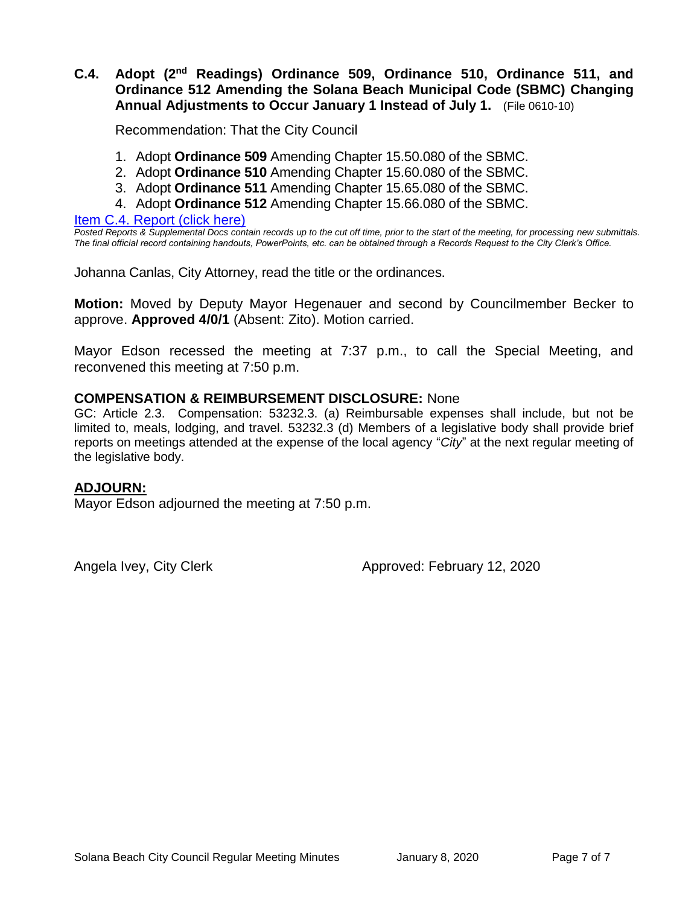**C.4. Adopt (2nd Readings) Ordinance 509, Ordinance 510, Ordinance 511, and Ordinance 512 Amending the Solana Beach Municipal Code (SBMC) Changing Annual Adjustments to Occur January 1 Instead of July 1.** (File 0610-10)

Recommendation: That the City Council

1. Adopt **Ordinance 509** Amending Chapter 15.50.080 of the SBMC.
2. Adopt **Ordinance 510** Amending Chapter 15.60.080 of the SBMC.
3. Adopt **Ordinance 511** Amending Chapter 15.65.080 of the SBMC.
4. Adopt **Ordinance 512** Amending Chapter 15.66.080 of the SBMC.

Item C.4. Report (click here)

*Posted Reports & Supplemental Docs contain records up to the cut off time, prior to the start of the meeting, for processing new submittals. The final official record containing handouts, PowerPoints, etc. can be obtained through a Records Request to the City Clerk's Office.*

Johanna Canlas, City Attorney, read the title or the ordinances.

**Motion:** Moved by Deputy Mayor Hegenauer and second by Councilmember Becker to approve. **Approved 4/0/1** (Absent: Zito). Motion carried.

Mayor Edson recessed the meeting at 7:37 p.m., to call the Special Meeting, and reconvened this meeting at 7:50 p.m.

**COMPENSATION & REIMBURSEMENT DISCLOSURE:** None

GC: Article 2.3. Compensation: 53232.3. (a) Reimbursable expenses shall include, but not be limited to, meals, lodging, and travel. 53232.3 (d) Members of a legislative body shall provide brief reports on meetings attended at the expense of the local agency "*City*" at the next regular meeting of the legislative body.

**ADJOURN:**

Mayor Edson adjourned the meeting at 7:50 p.m.

Angela Ivey, City Clerk                Approved: February 12, 2020